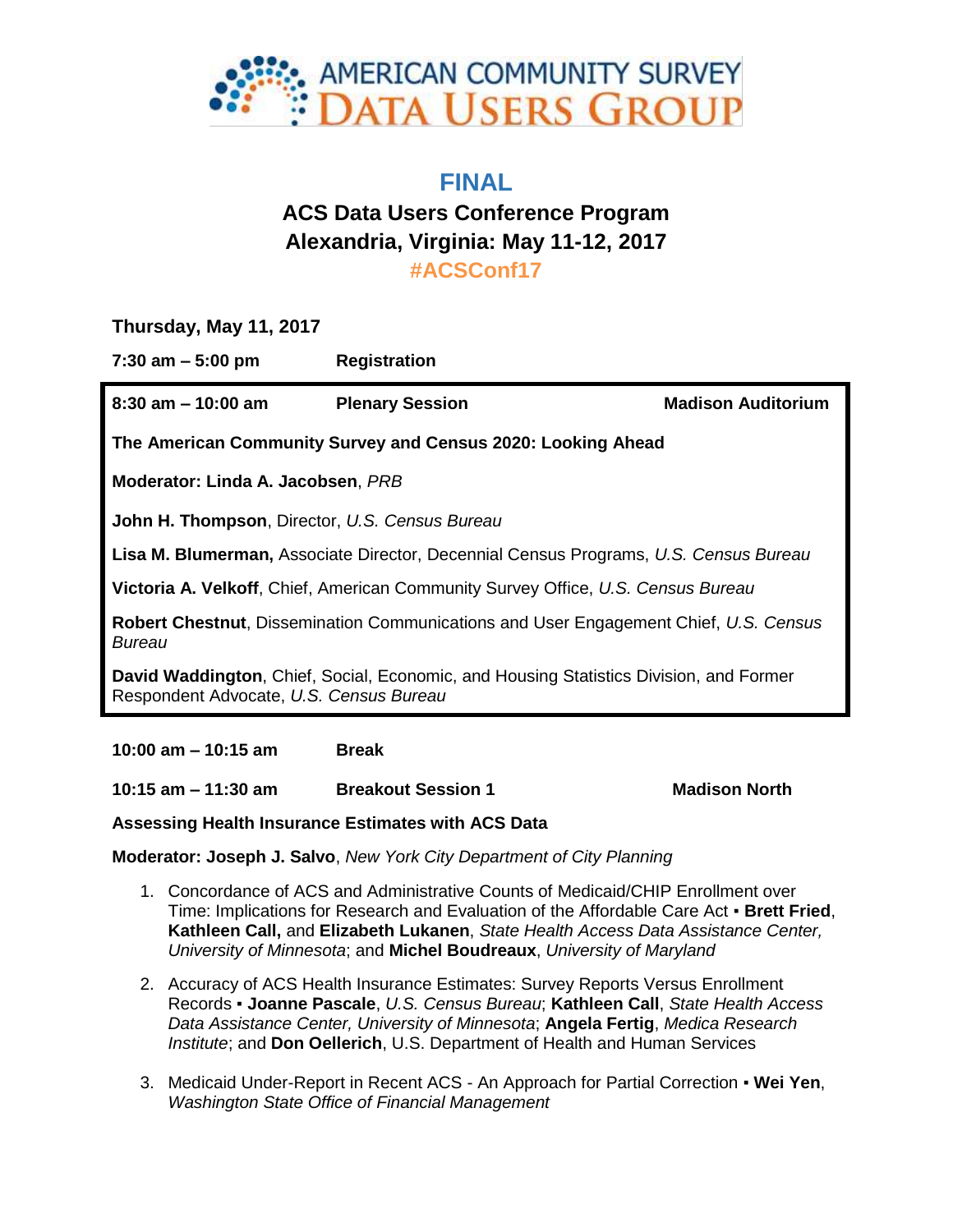AMERICAN COMMUNITY SURVEY
DATA USERS GROUP

# FINAL

## ACS Data Users Conference Program
## Alexandria, Virginia: May 11-12, 2017
**#ACSConf17**

### Thursday, May 11, 2017

**7:30 am – 5:00 pm** **Registration**

**8:30 am – 10:00 am** **Plenary Session** **Madison Auditorium**

**The American Community Survey and Census 2020: Looking Ahead**

**Moderator: Linda A. Jacobsen**, *PRB*

**John H. Thompson**, Director, *U.S. Census Bureau*

**Lisa M. Blumerman,** Associate Director, Decennial Census Programs, *U.S. Census Bureau*

**Victoria A. Velkoff**, Chief, American Community Survey Office, *U.S. Census Bureau*

**Robert Chestnut**, Dissemination Communications and User Engagement Chief, *U.S. Census Bureau*

**David Waddington**, Chief, Social, Economic, and Housing Statistics Division, and Former Respondent Advocate, *U.S. Census Bureau*

**10:00 am – 10:15 am** **Break**

**10:15 am – 11:30 am** **Breakout Session 1** **Madison North**

**Assessing Health Insurance Estimates with ACS Data**

**Moderator: Joseph J. Salvo**, *New York City Department of City Planning*

1. Concordance of ACS and Administrative Counts of Medicaid/CHIP Enrollment over Time: Implications for Research and Evaluation of the Affordable Care Act ▪ **Brett Fried**, **Kathleen Call,** and **Elizabeth Lukanen**, *State Health Access Data Assistance Center, University of Minnesota*; and **Michel Boudreaux**, *University of Maryland*
2. Accuracy of ACS Health Insurance Estimates: Survey Reports Versus Enrollment Records ▪ **Joanne Pascale**, *U.S. Census Bureau*; **Kathleen Call**, *State Health Access Data Assistance Center, University of Minnesota*; **Angela Fertig**, *Medica Research Institute*; and **Don Oellerich**, U.S. Department of Health and Human Services
3. Medicaid Under-Report in Recent ACS - An Approach for Partial Correction ▪ **Wei Yen**, *Washington State Office of Financial Management*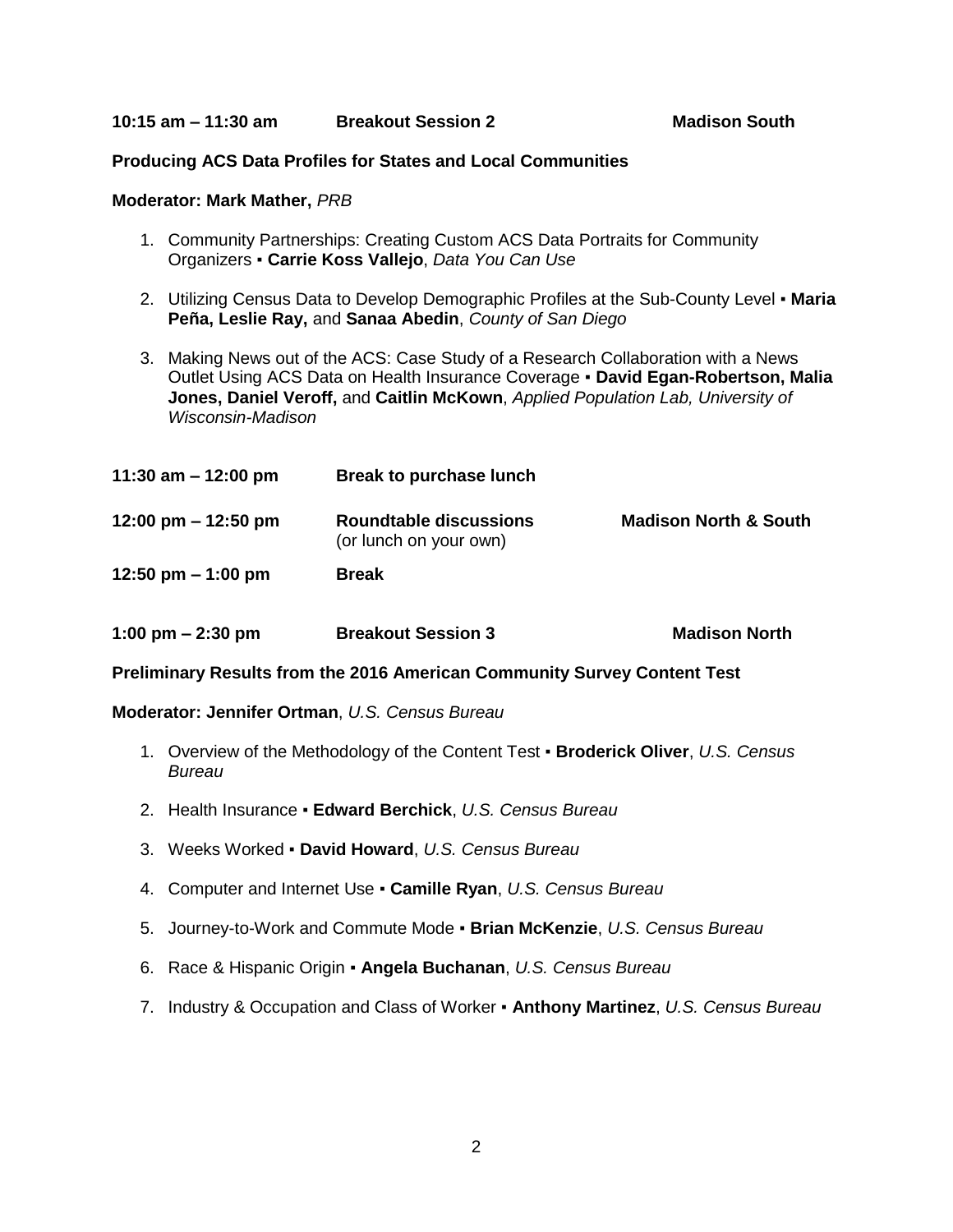**10:15 am – 11:30 am Breakout Session 2 Madison South**

**Producing ACS Data Profiles for States and Local Communities**

**Moderator: Mark Mather,** *PRB*

1. Community Partnerships: Creating Custom ACS Data Portraits for Community Organizers ▪ **Carrie Koss Vallejo**, *Data You Can Use*

2. Utilizing Census Data to Develop Demographic Profiles at the Sub-County Level ▪ **Maria Peña, Leslie Ray,** and **Sanaa Abedin**, *County of San Diego*

3. Making News out of the ACS: Case Study of a Research Collaboration with a News Outlet Using ACS Data on Health Insurance Coverage ▪ **David Egan-Robertson, Malia Jones, Daniel Veroff,** and **Caitlin McKown**, *Applied Population Lab, University of Wisconsin-Madison*

| | | |
|---|---|---|
| **11:30 am – 12:00 pm** | **Break to purchase lunch** | |
| **12:00 pm – 12:50 pm** | **Roundtable discussions** (or lunch on your own) | **Madison North & South** |
| **12:50 pm – 1:00 pm** | **Break** | |
| **1:00 pm – 2:30 pm** | **Breakout Session 3** | **Madison North** |

**Preliminary Results from the 2016 American Community Survey Content Test**

**Moderator: Jennifer Ortman**, *U.S. Census Bureau*

1. Overview of the Methodology of the Content Test ▪ **Broderick Oliver**, *U.S. Census Bureau*

2. Health Insurance ▪ **Edward Berchick**, *U.S. Census Bureau*

3. Weeks Worked ▪ **David Howard**, *U.S. Census Bureau*

4. Computer and Internet Use ▪ **Camille Ryan**, *U.S. Census Bureau*

5. Journey-to-Work and Commute Mode ▪ **Brian McKenzie**, *U.S. Census Bureau*

6. Race & Hispanic Origin ▪ **Angela Buchanan**, *U.S. Census Bureau*

7. Industry & Occupation and Class of Worker ▪ **Anthony Martinez**, *U.S. Census Bureau*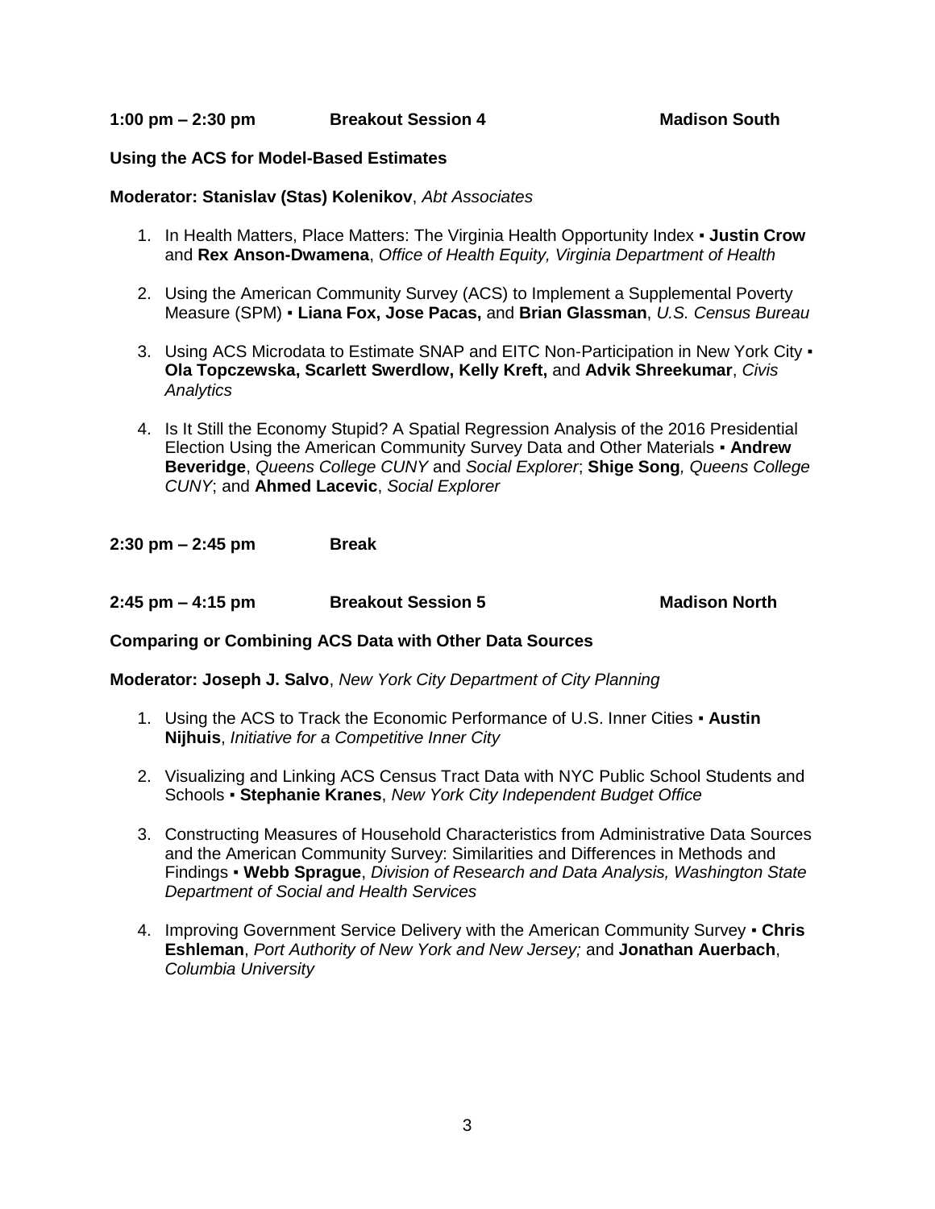**1:00 pm – 2:30 pm Breakout Session 4 Madison South**

**Using the ACS for Model-Based Estimates**

**Moderator: Stanislav (Stas) Kolenikov**, *Abt Associates*

1. In Health Matters, Place Matters: The Virginia Health Opportunity Index ▪ **Justin Crow** and **Rex Anson-Dwamena**, *Office of Health Equity, Virginia Department of Health*

2. Using the American Community Survey (ACS) to Implement a Supplemental Poverty Measure (SPM) ▪ **Liana Fox, Jose Pacas,** and **Brian Glassman**, *U.S. Census Bureau*

3. Using ACS Microdata to Estimate SNAP and EITC Non-Participation in New York City ▪ **Ola Topczewska, Scarlett Swerdlow, Kelly Kreft,** and **Advik Shreekumar**, *Civis Analytics*

4. Is It Still the Economy Stupid? A Spatial Regression Analysis of the 2016 Presidential Election Using the American Community Survey Data and Other Materials ▪ **Andrew Beveridge**, *Queens College CUNY* and *Social Explorer*; **Shige Song***, Queens College CUNY*; and **Ahmed Lacevic**, *Social Explorer*

**2:30 pm – 2:45 pm Break**

**2:45 pm – 4:15 pm Breakout Session 5 Madison North**

**Comparing or Combining ACS Data with Other Data Sources**

**Moderator: Joseph J. Salvo**, *New York City Department of City Planning*

1. Using the ACS to Track the Economic Performance of U.S. Inner Cities ▪ **Austin Nijhuis**, *Initiative for a Competitive Inner City*

2. Visualizing and Linking ACS Census Tract Data with NYC Public School Students and Schools ▪ **Stephanie Kranes**, *New York City Independent Budget Office*

3. Constructing Measures of Household Characteristics from Administrative Data Sources and the American Community Survey: Similarities and Differences in Methods and Findings ▪ **Webb Sprague**, *Division of Research and Data Analysis, Washington State Department of Social and Health Services*

4. Improving Government Service Delivery with the American Community Survey ▪ **Chris Eshleman**, *Port Authority of New York and New Jersey;* and **Jonathan Auerbach**, *Columbia University*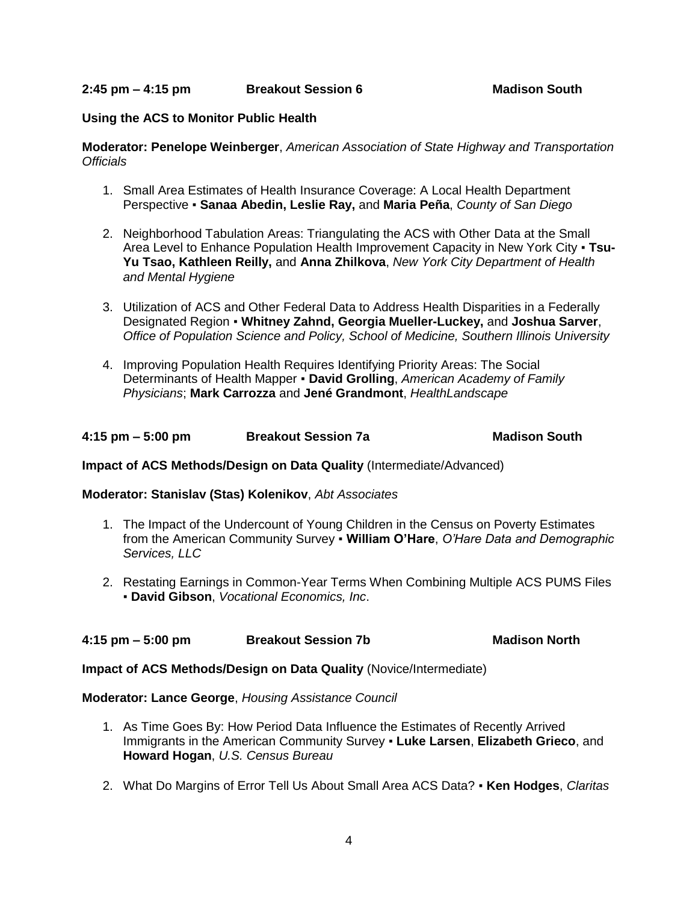**2:45 pm – 4:15 pm Breakout Session 6 Madison South**

**Using the ACS to Monitor Public Health**

**Moderator: Penelope Weinberger**, *American Association of State Highway and Transportation Officials*

1. Small Area Estimates of Health Insurance Coverage: A Local Health Department Perspective ▪ **Sanaa Abedin, Leslie Ray,** and **Maria Peña**, *County of San Diego*

2. Neighborhood Tabulation Areas: Triangulating the ACS with Other Data at the Small Area Level to Enhance Population Health Improvement Capacity in New York City ▪ **Tsu-Yu Tsao, Kathleen Reilly,** and **Anna Zhilkova**, *New York City Department of Health and Mental Hygiene*

3. Utilization of ACS and Other Federal Data to Address Health Disparities in a Federally Designated Region ▪ **Whitney Zahnd, Georgia Mueller-Luckey,** and **Joshua Sarver**, *Office of Population Science and Policy, School of Medicine, Southern Illinois University*

4. Improving Population Health Requires Identifying Priority Areas: The Social Determinants of Health Mapper ▪ **David Grolling**, *American Academy of Family Physicians*; **Mark Carrozza** and **Jené Grandmont**, *HealthLandscape*

**4:15 pm – 5:00 pm Breakout Session 7a Madison South**

**Impact of ACS Methods/Design on Data Quality** (Intermediate/Advanced)

**Moderator: Stanislav (Stas) Kolenikov**, *Abt Associates*

1. The Impact of the Undercount of Young Children in the Census on Poverty Estimates from the American Community Survey ▪ **William O'Hare**, *O'Hare Data and Demographic Services, LLC*

2. Restating Earnings in Common-Year Terms When Combining Multiple ACS PUMS Files ▪ **David Gibson**, *Vocational Economics, Inc*.

**4:15 pm – 5:00 pm Breakout Session 7b Madison North**

**Impact of ACS Methods/Design on Data Quality** (Novice/Intermediate)

**Moderator: Lance George**, *Housing Assistance Council*

1. As Time Goes By: How Period Data Influence the Estimates of Recently Arrived Immigrants in the American Community Survey ▪ **Luke Larsen**, **Elizabeth Grieco**, and **Howard Hogan**, *U.S. Census Bureau*

2. What Do Margins of Error Tell Us About Small Area ACS Data? ▪ **Ken Hodges**, *Claritas*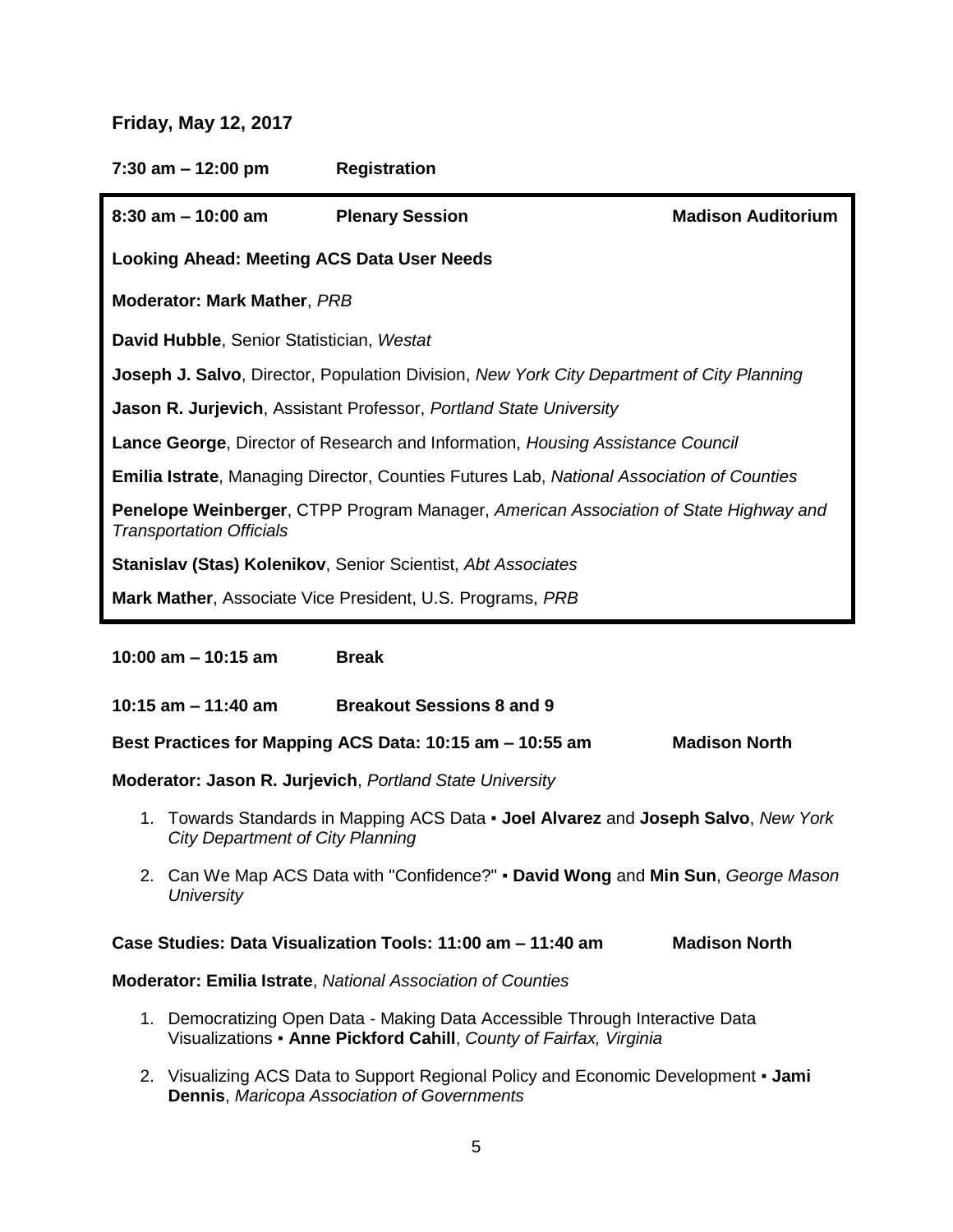**Friday, May 12, 2017**

**7:30 am – 12:00 pm** **Registration**

**8:30 am – 10:00 am** **Plenary Session** **Madison Auditorium**

**Looking Ahead: Meeting ACS Data User Needs**

**Moderator: Mark Mather**, *PRB*

**David Hubble**, Senior Statistician, *Westat*

**Joseph J. Salvo**, Director, Population Division, *New York City Department of City Planning*

**Jason R. Jurjevich**, Assistant Professor, *Portland State University*

**Lance George**, Director of Research and Information, *Housing Assistance Council*

**Emilia Istrate**, Managing Director, Counties Futures Lab, *National Association of Counties*

**Penelope Weinberger**, CTPP Program Manager, *American Association of State Highway and Transportation Officials*

**Stanislav (Stas) Kolenikov**, Senior Scientist, *Abt Associates*

**Mark Mather**, Associate Vice President, U.S. Programs, *PRB*

**10:00 am – 10:15 am** **Break**

**10:15 am – 11:40 am** **Breakout Sessions 8 and 9**

**Best Practices for Mapping ACS Data: 10:15 am – 10:55 am** **Madison North**

**Moderator: Jason R. Jurjevich**, *Portland State University*

1. Towards Standards in Mapping ACS Data ▪ **Joel Alvarez** and **Joseph Salvo**, *New York City Department of City Planning*
2. Can We Map ACS Data with "Confidence?" ▪ **David Wong** and **Min Sun**, *George Mason University*

**Case Studies: Data Visualization Tools: 11:00 am – 11:40 am** **Madison North**

**Moderator: Emilia Istrate**, *National Association of Counties*

1. Democratizing Open Data - Making Data Accessible Through Interactive Data Visualizations ▪ **Anne Pickford Cahill**, *County of Fairfax, Virginia*
2. Visualizing ACS Data to Support Regional Policy and Economic Development ▪ **Jami Dennis**, *Maricopa Association of Governments*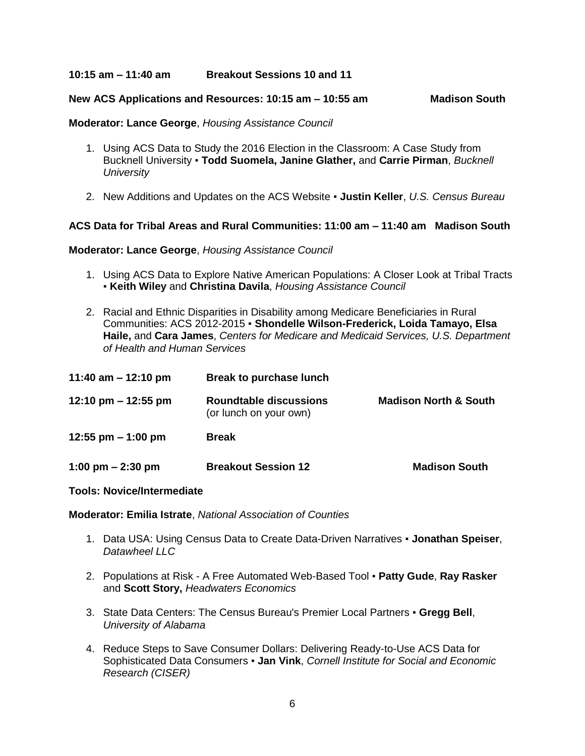**10:15 am – 11:40 am Breakout Sessions 10 and 11**

**New ACS Applications and Resources: 10:15 am – 10:55 am Madison South**

**Moderator: Lance George**, *Housing Assistance Council*

1. Using ACS Data to Study the 2016 Election in the Classroom: A Case Study from Bucknell University ▪ **Todd Suomela, Janine Glather,** and **Carrie Pirman**, *Bucknell University*

2. New Additions and Updates on the ACS Website ▪ **Justin Keller**, *U.S. Census Bureau*

**ACS Data for Tribal Areas and Rural Communities: 11:00 am – 11:40 am Madison South**

**Moderator: Lance George**, *Housing Assistance Council*

1. Using ACS Data to Explore Native American Populations: A Closer Look at Tribal Tracts ▪ **Keith Wiley** and **Christina Davila**, *Housing Assistance Council*

2. Racial and Ethnic Disparities in Disability among Medicare Beneficiaries in Rural Communities: ACS 2012-2015 ▪ **Shondelle Wilson-Frederick, Loida Tamayo, Elsa Haile,** and **Cara James**, *Centers for Medicare and Medicaid Services, U.S. Department of Health and Human Services*

**11:40 am – 12:10 pm Break to purchase lunch**

**12:10 pm – 12:55 pm Roundtable discussions** (or lunch on your own) **Madison North & South**

**12:55 pm – 1:00 pm Break**

**1:00 pm – 2:30 pm Breakout Session 12 Madison South**

**Tools: Novice/Intermediate**

**Moderator: Emilia Istrate**, *National Association of Counties*

1. Data USA: Using Census Data to Create Data-Driven Narratives ▪ **Jonathan Speiser**, *Datawheel LLC*

2. Populations at Risk - A Free Automated Web-Based Tool ▪ **Patty Gude**, **Ray Rasker** and **Scott Story,** *Headwaters Economics*

3. State Data Centers: The Census Bureau's Premier Local Partners ▪ **Gregg Bell**, *University of Alabama*

4. Reduce Steps to Save Consumer Dollars: Delivering Ready-to-Use ACS Data for Sophisticated Data Consumers ▪ **Jan Vink**, *Cornell Institute for Social and Economic Research (CISER)*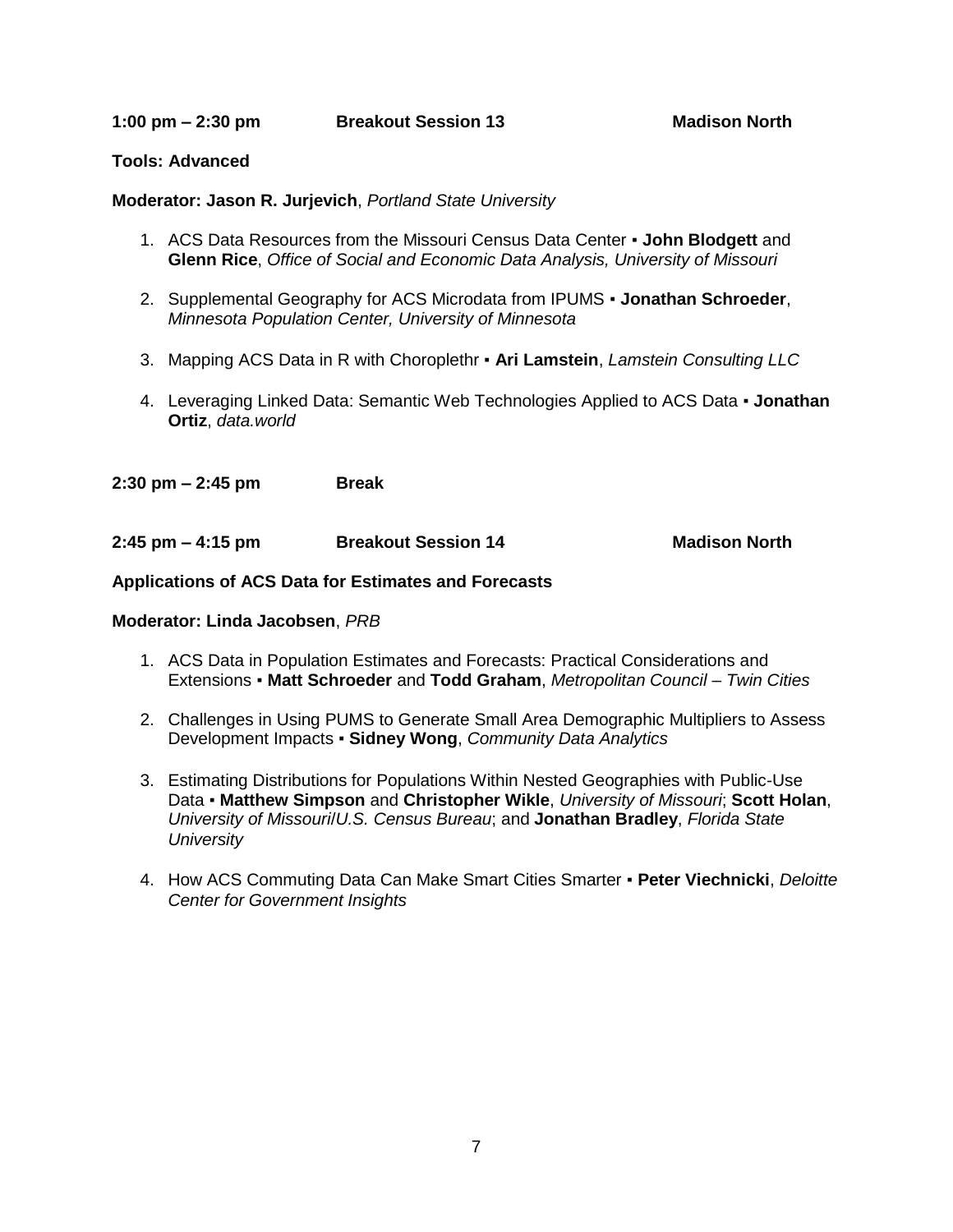**1:00 pm – 2:30 pm Breakout Session 13 Madison North**

**Tools: Advanced**

**Moderator: Jason R. Jurjevich**, *Portland State University*

1. ACS Data Resources from the Missouri Census Data Center ▪ **John Blodgett** and **Glenn Rice**, *Office of Social and Economic Data Analysis, University of Missouri*

2. Supplemental Geography for ACS Microdata from IPUMS ▪ **Jonathan Schroeder**, *Minnesota Population Center, University of Minnesota*

3. Mapping ACS Data in R with Choroplethr ▪ **Ari Lamstein**, *Lamstein Consulting LLC*

4. Leveraging Linked Data: Semantic Web Technologies Applied to ACS Data ▪ **Jonathan Ortiz**, *data.world*

**2:30 pm – 2:45 pm Break**

**2:45 pm – 4:15 pm Breakout Session 14 Madison North**

**Applications of ACS Data for Estimates and Forecasts**

**Moderator: Linda Jacobsen**, *PRB*

1. ACS Data in Population Estimates and Forecasts: Practical Considerations and Extensions ▪ **Matt Schroeder** and **Todd Graham**, *Metropolitan Council – Twin Cities*

2. Challenges in Using PUMS to Generate Small Area Demographic Multipliers to Assess Development Impacts ▪ **Sidney Wong**, *Community Data Analytics*

3. Estimating Distributions for Populations Within Nested Geographies with Public-Use Data ▪ **Matthew Simpson** and **Christopher Wikle**, *University of Missouri*; **Scott Holan**, *University of Missouri/U.S. Census Bureau*; and **Jonathan Bradley**, *Florida State University*

4. How ACS Commuting Data Can Make Smart Cities Smarter ▪ **Peter Viechnicki**, *Deloitte Center for Government Insights*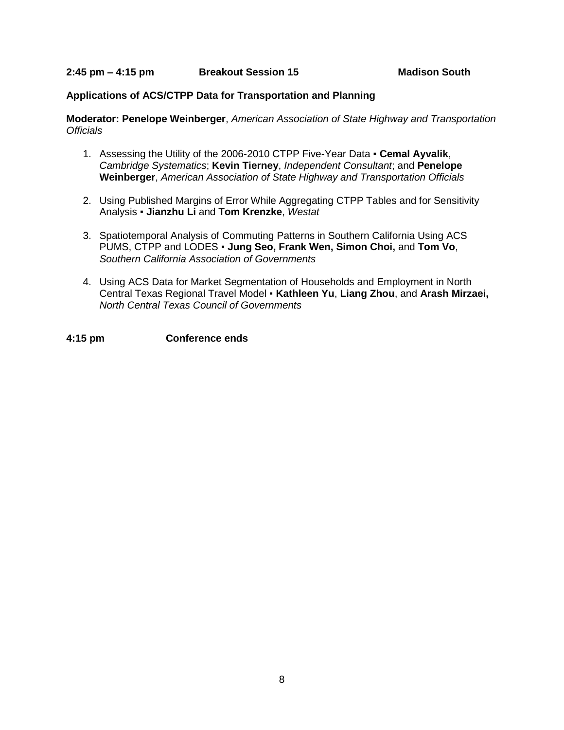**2:45 pm – 4:15 pm Breakout Session 15 Madison South**

**Applications of ACS/CTPP Data for Transportation and Planning**

**Moderator: Penelope Weinberger**, *American Association of State Highway and Transportation Officials*

1. Assessing the Utility of the 2006-2010 CTPP Five-Year Data ▪ **Cemal Ayvalik**, *Cambridge Systematics*; **Kevin Tierney**, *Independent Consultant*; and **Penelope Weinberger**, *American Association of State Highway and Transportation Officials*

2. Using Published Margins of Error While Aggregating CTPP Tables and for Sensitivity Analysis ▪ **Jianzhu Li** and **Tom Krenzke**, *Westat*

3. Spatiotemporal Analysis of Commuting Patterns in Southern California Using ACS PUMS, CTPP and LODES ▪ **Jung Seo, Frank Wen, Simon Choi,** and **Tom Vo**, *Southern California Association of Governments*

4. Using ACS Data for Market Segmentation of Households and Employment in North Central Texas Regional Travel Model ▪ **Kathleen Yu**, **Liang Zhou**, and **Arash Mirzaei,** *North Central Texas Council of Governments*

**4:15 pm Conference ends**